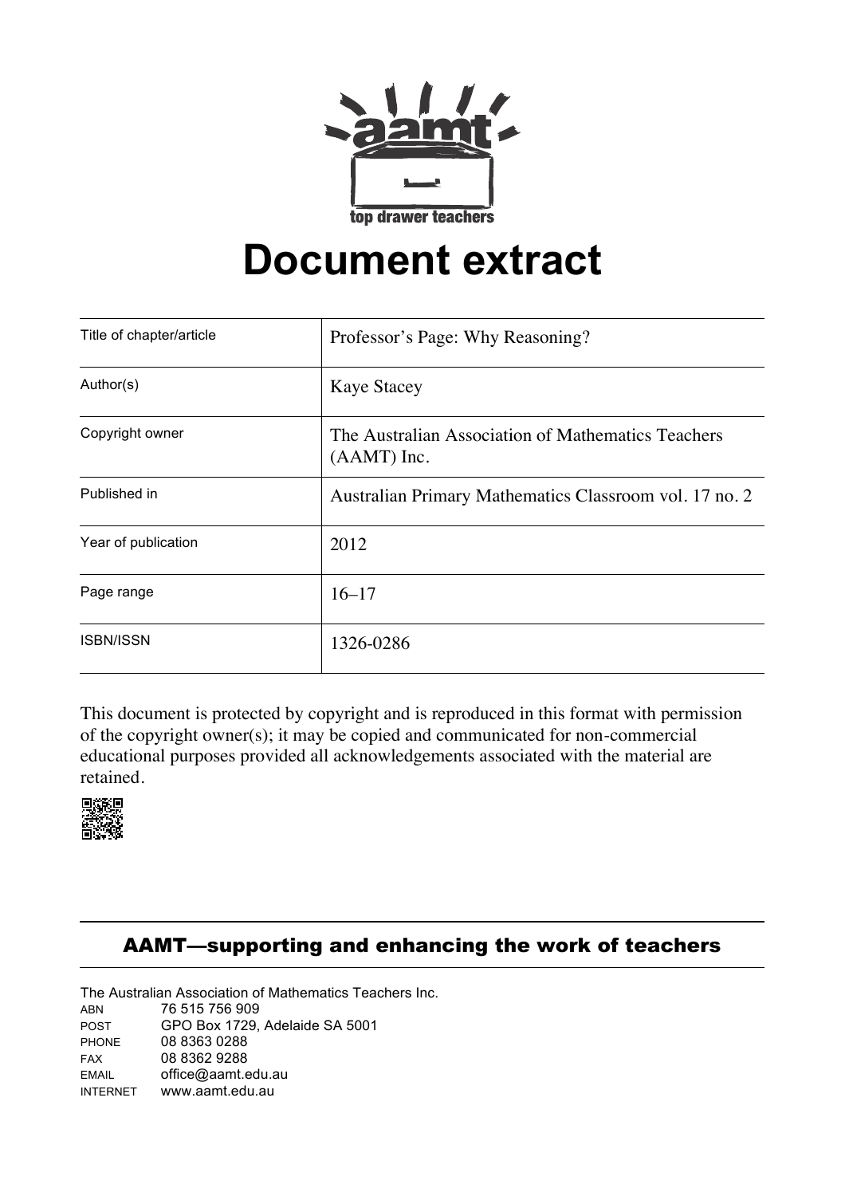# Document extract

| Title of chapter/article | Professor's Page: Why Reasoning? |
|---|---|
| Author(s) | Kaye Stacey |
| Copyright owner | The Australian Association of Mathematics Teachers (AAMT) Inc. |
| Published in | Australian Primary Mathematics Classroom vol. 17 no. 2 |
| Year of publication | 2012 |
| Page range | 16–17 |
| ISBN/ISSN | 1326-0286 |

This document is protected by copyright and is reproduced in this format with permission of the copyright owner(s); it may be copied and communicated for non-commercial educational purposes provided all acknowledgements associated with the material are retained.

## AAMT—supporting and enhancing the work of teachers

The Australian Association of Mathematics Teachers Inc.

ABN 76 515 756 909
POST GPO Box 1729, Adelaide SA 5001
PHONE 08 8363 0288
FAX 08 8362 9288
EMAIL office@aamt.edu.au
INTERNET www.aamt.edu.au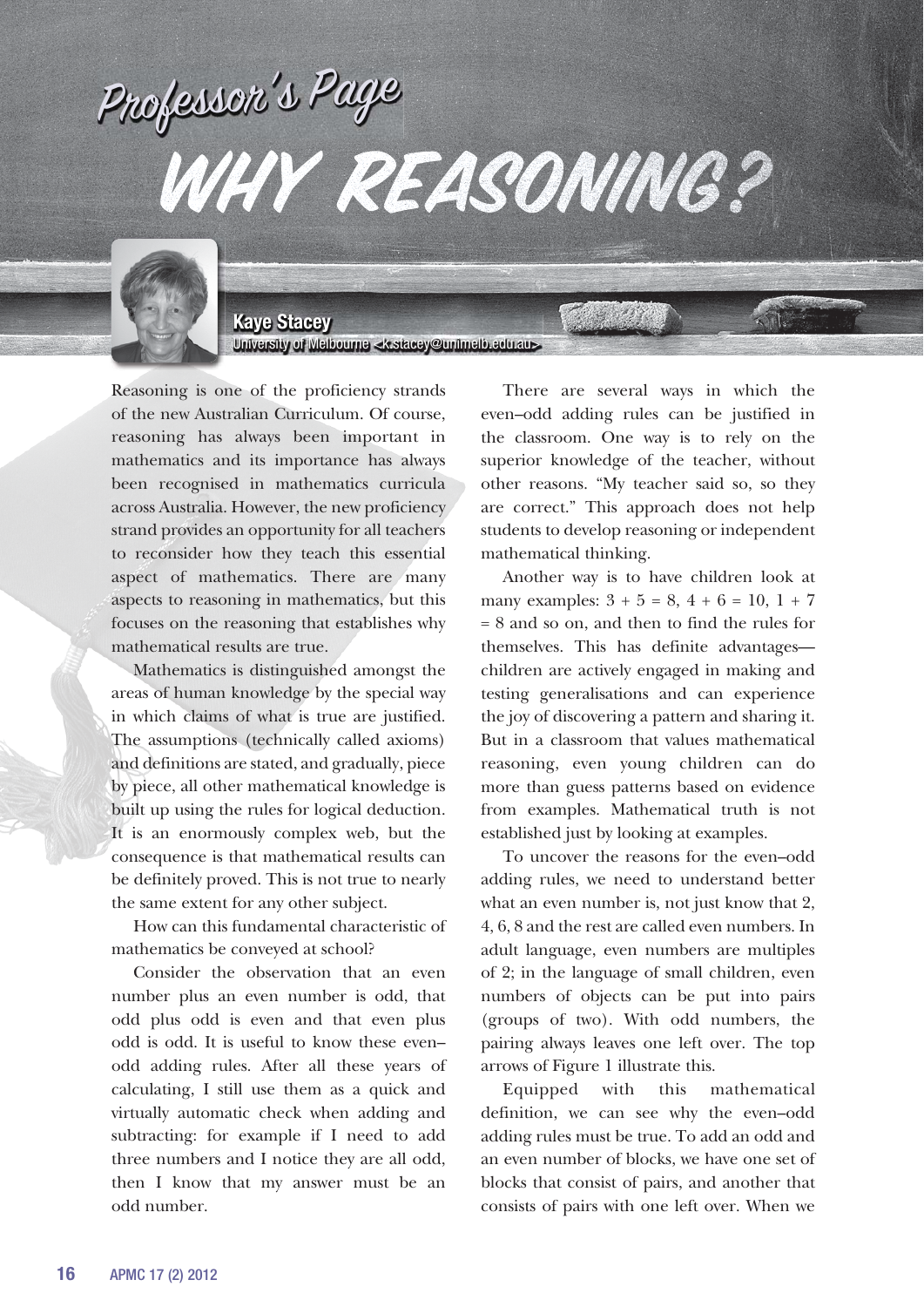# Professor's Page

# WHY REASONING?

**Kaye Stacey**
University of Melbourne <k.stacey@unimelb.edu.au>

Reasoning is one of the proficiency strands of the new Australian Curriculum. Of course, reasoning has always been important in mathematics and its importance has always been recognised in mathematics curricula across Australia. However, the new proficiency strand provides an opportunity for all teachers to reconsider how they teach this essential aspect of mathematics. There are many aspects to reasoning in mathematics, but this focuses on the reasoning that establishes why mathematical results are true.

Mathematics is distinguished amongst the areas of human knowledge by the special way in which claims of what is true are justified. The assumptions (technically called axioms) and definitions are stated, and gradually, piece by piece, all other mathematical knowledge is built up using the rules for logical deduction. It is an enormously complex web, but the consequence is that mathematical results can be definitely proved. This is not true to nearly the same extent for any other subject.

How can this fundamental characteristic of mathematics be conveyed at school?

Consider the observation that an even number plus an even number is odd, that odd plus odd is even and that even plus odd is odd. It is useful to know these even–odd adding rules. After all these years of calculating, I still use them as a quick and virtually automatic check when adding and subtracting: for example if I need to add three numbers and I notice they are all odd, then I know that my answer must be an odd number.

There are several ways in which the even–odd adding rules can be justified in the classroom. One way is to rely on the superior knowledge of the teacher, without other reasons. "My teacher said so, so they are correct." This approach does not help students to develop reasoning or independent mathematical thinking.

Another way is to have children look at many examples: $3 + 5 = 8$, $4 + 6 = 10$, $1 + 7 = 8$ and so on, and then to find the rules for themselves. This has definite advantages—children are actively engaged in making and testing generalisations and can experience the joy of discovering a pattern and sharing it. But in a classroom that values mathematical reasoning, even young children can do more than guess patterns based on evidence from examples. Mathematical truth is not established just by looking at examples.

To uncover the reasons for the even–odd adding rules, we need to understand better what an even number is, not just know that 2, 4, 6, 8 and the rest are called even numbers. In adult language, even numbers are multiples of 2; in the language of small children, even numbers of objects can be put into pairs (groups of two). With odd numbers, the pairing always leaves one left over. The top arrows of Figure 1 illustrate this.

Equipped with this mathematical definition, we can see why the even–odd adding rules must be true. To add an odd and an even number of blocks, we have one set of blocks that consist of pairs, and another that consists of pairs with one left over. When we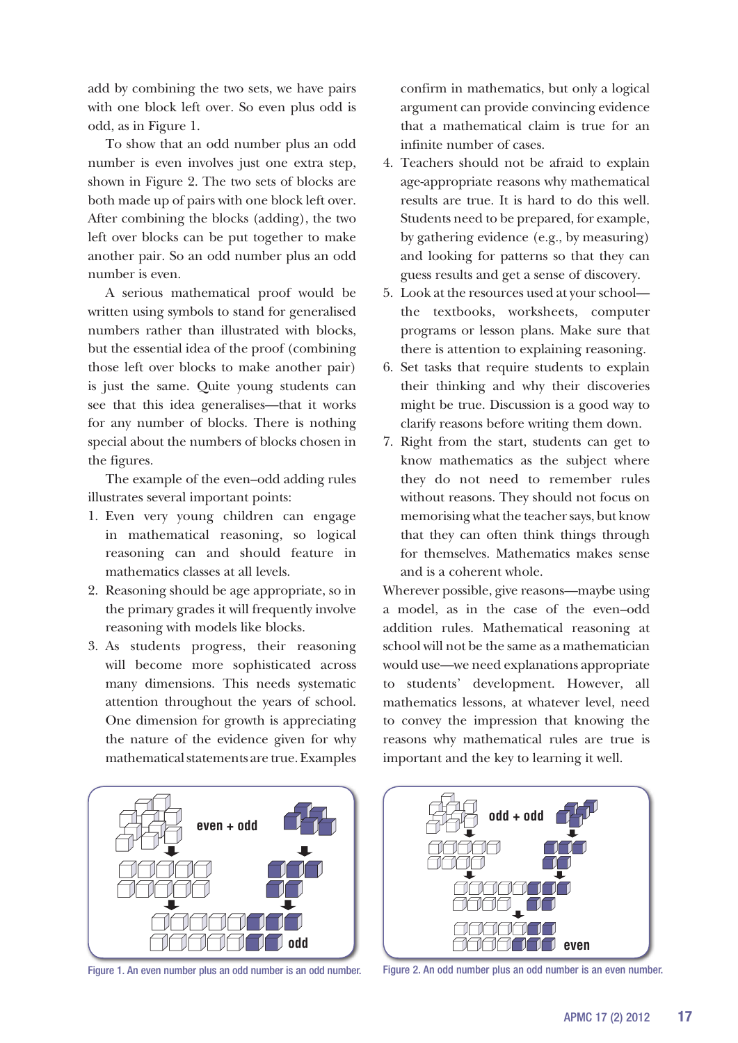add by combining the two sets, we have pairs with one block left over. So even plus odd is odd, as in Figure 1.

To show that an odd number plus an odd number is even involves just one extra step, shown in Figure 2. The two sets of blocks are both made up of pairs with one block left over. After combining the blocks (adding), the two left over blocks can be put together to make another pair. So an odd number plus an odd number is even.

A serious mathematical proof would be written using symbols to stand for generalised numbers rather than illustrated with blocks, but the essential idea of the proof (combining those left over blocks to make another pair) is just the same. Quite young students can see that this idea generalises—that it works for any number of blocks. There is nothing special about the numbers of blocks chosen in the figures.

The example of the even–odd adding rules illustrates several important points:

1. Even very young children can engage in mathematical reasoning, so logical reasoning can and should feature in mathematics classes at all levels.
2. Reasoning should be age appropriate, so in the primary grades it will frequently involve reasoning with models like blocks.
3. As students progress, their reasoning will become more sophisticated across many dimensions. This needs systematic attention throughout the years of school. One dimension for growth is appreciating the nature of the evidence given for why mathematical statements are true. Examples confirm in mathematics, but only a logical argument can provide convincing evidence that a mathematical claim is true for an infinite number of cases.
4. Teachers should not be afraid to explain age-appropriate reasons why mathematical results are true. It is hard to do this well. Students need to be prepared, for example, by gathering evidence (e.g., by measuring) and looking for patterns so that they can guess results and get a sense of discovery.
5. Look at the resources used at your school—the textbooks, worksheets, computer programs or lesson plans. Make sure that there is attention to explaining reasoning.
6. Set tasks that require students to explain their thinking and why their discoveries might be true. Discussion is a good way to clarify reasons before writing them down.
7. Right from the start, students can get to know mathematics as the subject where they do not need to remember rules without reasons. They should not focus on memorising what the teacher says, but know that they can often think things through for themselves. Mathematics makes sense and is a coherent whole.

Wherever possible, give reasons—maybe using a model, as in the case of the even–odd addition rules. Mathematical reasoning at school will not be the same as a mathematician would use—we need explanations appropriate to students' development. However, all mathematics lessons, at whatever level, need to convey the impression that knowing the reasons why mathematical rules are true is important and the key to learning it well.

even + odd

odd

Figure 1. An even number plus an odd number is an odd number.

odd + odd

even

Figure 2. An odd number plus an odd number is an even number.